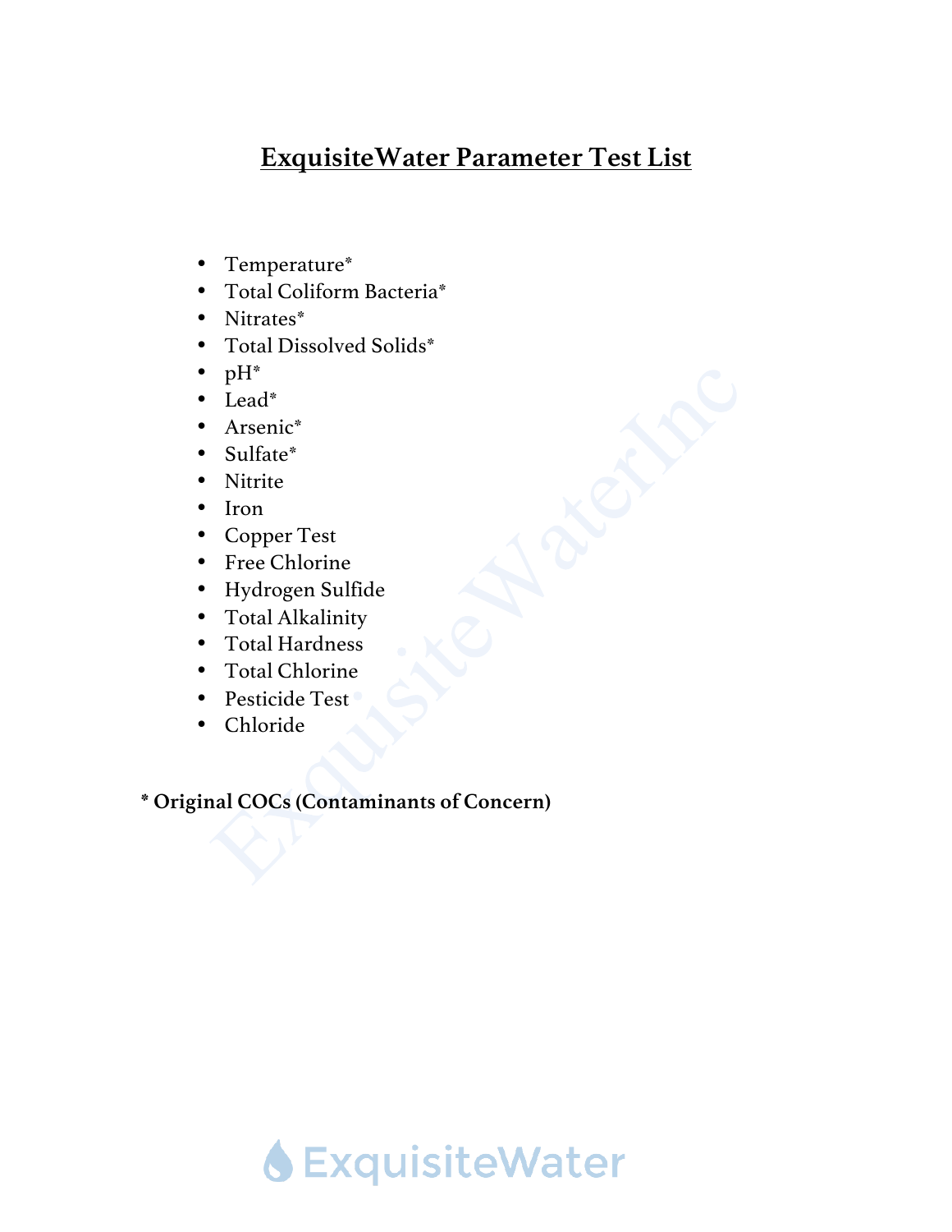# ExquisiteWater Parameter Test List

- Temperature*
- Total Coliform Bacteria*
- Nitrates*
- Total Dissolved Solids*
- pH*
- Lead*
- Arsenic*
- Sulfate*
- Nitrite
- Iron
- Copper Test
- Free Chlorine
- Hydrogen Sulfide
- Total Alkalinity
- Total Hardness
- Total Chlorine
- Pesticide Test
- Chloride

**\* Original COCs (Contaminants of Concern)**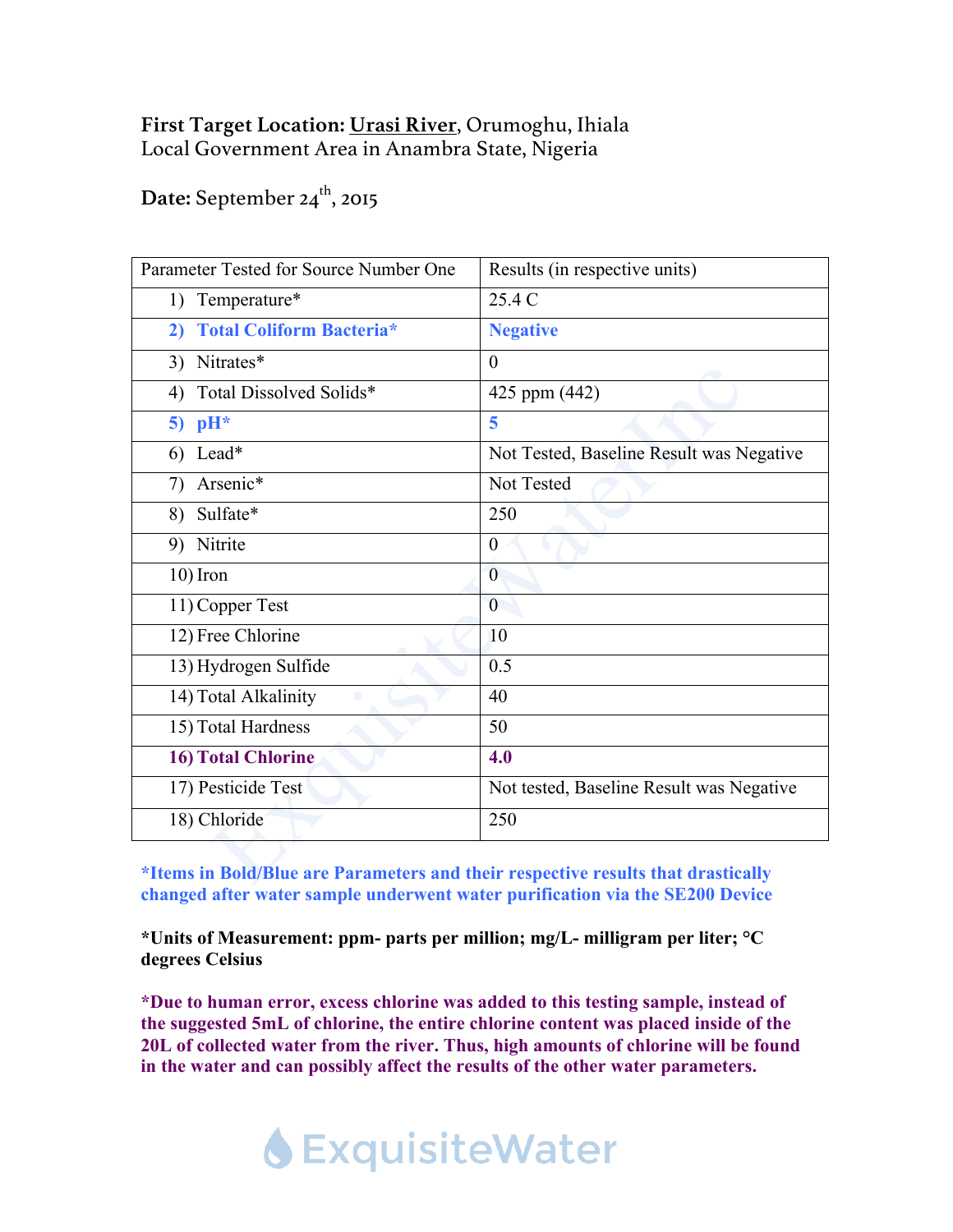**First Target Location:** Urasi River, Orumoghu, Ihiala Local Government Area in Anambra State, Nigeria

**Date:** September 24th, 2015

| Parameter Tested for Source Number One | Results (in respective units) |
|---|---|
| 1) Temperature* | 25.4 C |
| **2) Total Coliform Bacteria*** | **Negative** |
| 3) Nitrates* | 0 |
| 4) Total Dissolved Solids* | 425 ppm (442) |
| **5) pH*** | **5** |
| 6) Lead* | Not Tested, Baseline Result was Negative |
| 7) Arsenic* | Not Tested |
| 8) Sulfate* | 250 |
| 9) Nitrite | 0 |
| 10) Iron | 0 |
| 11) Copper Test | 0 |
| 12) Free Chlorine | 10 |
| 13) Hydrogen Sulfide | 0.5 |
| 14) Total Alkalinity | 40 |
| 15) Total Hardness | 50 |
| **16) Total Chlorine** | **4.0** |
| 17) Pesticide Test | Not tested, Baseline Result was Negative |
| 18) Chloride | 250 |

**\*Items in Bold/Blue are Parameters and their respective results that drastically changed after water sample underwent water purification via the SE200 Device**

**\*Units of Measurement: ppm- parts per million; mg/L- milligram per liter; °C degrees Celsius**

**\*Due to human error, excess chlorine was added to this testing sample, instead of the suggested 5mL of chlorine, the entire chlorine content was placed inside of the 20L of collected water from the river. Thus, high amounts of chlorine will be found in the water and can possibly affect the results of the other water parameters.**

ExquisiteWater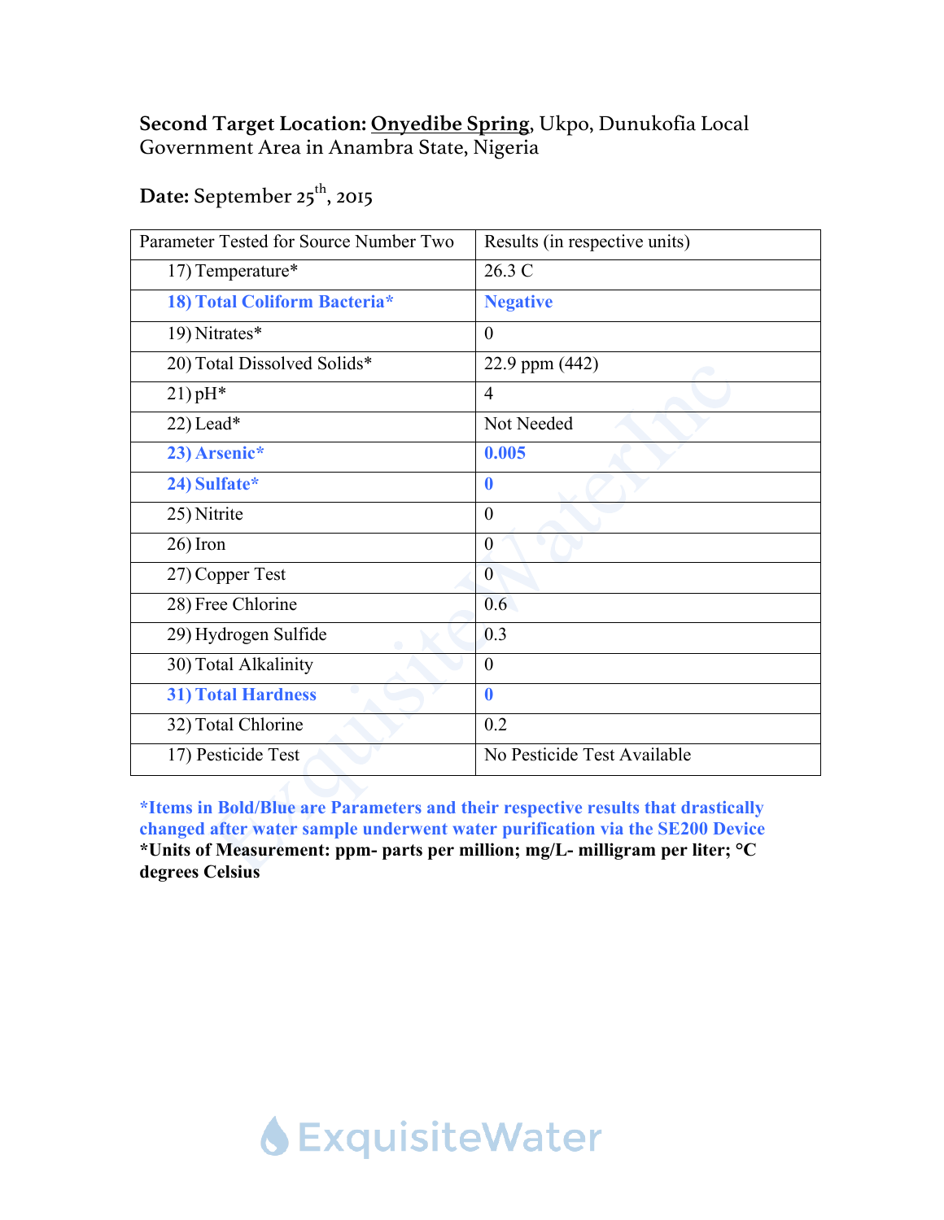**Second Target Location:** <u>Onyedibe Spring</u>, Ukpo, Dunukofia Local Government Area in Anambra State, Nigeria

**Date:** September 25th, 2015

| Parameter Tested for Source Number Two | Results (in respective units) |
|---|---|
| 17) Temperature* | 26.3 C |
| **18) Total Coliform Bacteria*** | **Negative** |
| 19) Nitrates* | 0 |
| 20) Total Dissolved Solids* | 22.9 ppm (442) |
| 21) pH* | 4 |
| 22) Lead* | Not Needed |
| **23) Arsenic*** | **0.005** |
| **24) Sulfate*** | **0** |
| 25) Nitrite | 0 |
| 26) Iron | 0 |
| 27) Copper Test | 0 |
| 28) Free Chlorine | 0.6 |
| 29) Hydrogen Sulfide | 0.3 |
| 30) Total Alkalinity | 0 |
| **31) Total Hardness** | **0** |
| 32) Total Chlorine | 0.2 |
| 17) Pesticide Test | No Pesticide Test Available |

**\*Items in Bold/Blue are Parameters and their respective results that drastically changed after water sample underwent water purification via the SE200 Device**

**\*Units of Measurement: ppm- parts per million; mg/L- milligram per liter; °C degrees Celsius**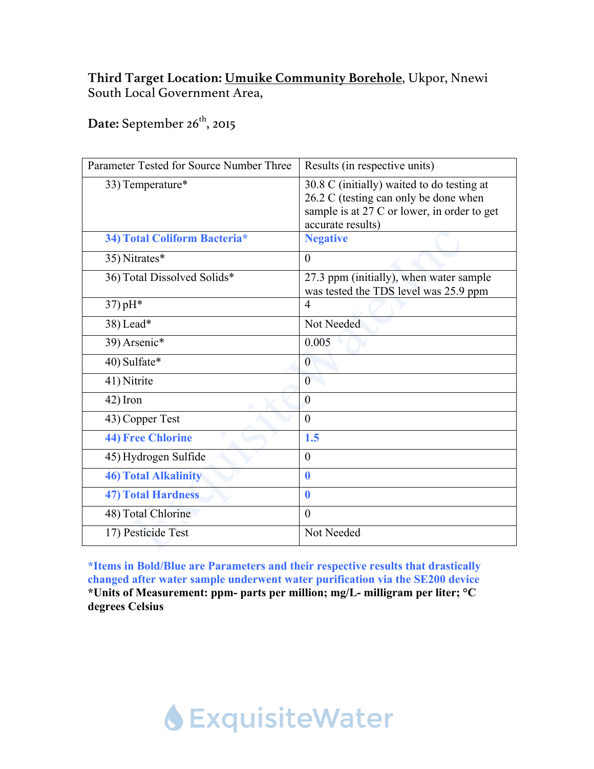**Third Target Location:** **Umuike Community Borehole**, Ukpor, Nnewi South Local Government Area,

**Date:** September 26th, 2015

| Parameter Tested for Source Number Three | Results (in respective units) |
|---|---|
| 33) Temperature* | 30.8 C (initially) waited to do testing at 26.2 C (testing can only be done when sample is at 27 C or lower, in order to get accurate results) |
| **34) Total Coliform Bacteria*** | **Negative** |
| 35) Nitrates* | 0 |
| 36) Total Dissolved Solids* | 27.3 ppm (initially), when water sample was tested the TDS level was 25.9 ppm |
| 37) pH* | 4 |
| 38) Lead* | Not Needed |
| 39) Arsenic* | 0.005 |
| 40) Sulfate* | 0 |
| 41) Nitrite | 0 |
| 42) Iron | 0 |
| 43) Copper Test | 0 |
| **44) Free Chlorine** | **1.5** |
| 45) Hydrogen Sulfide | 0 |
| **46) Total Alkalinity** | **0** |
| **47) Total Hardness** | **0** |
| 48) Total Chlorine | 0 |
| 17) Pesticide Test | Not Needed |

**\*Items in Bold/Blue are Parameters and their respective results that drastically changed after water sample underwent water purification via the SE200 device**

**\*Units of Measurement: ppm- parts per million; mg/L- milligram per liter; °C degrees Celsius**